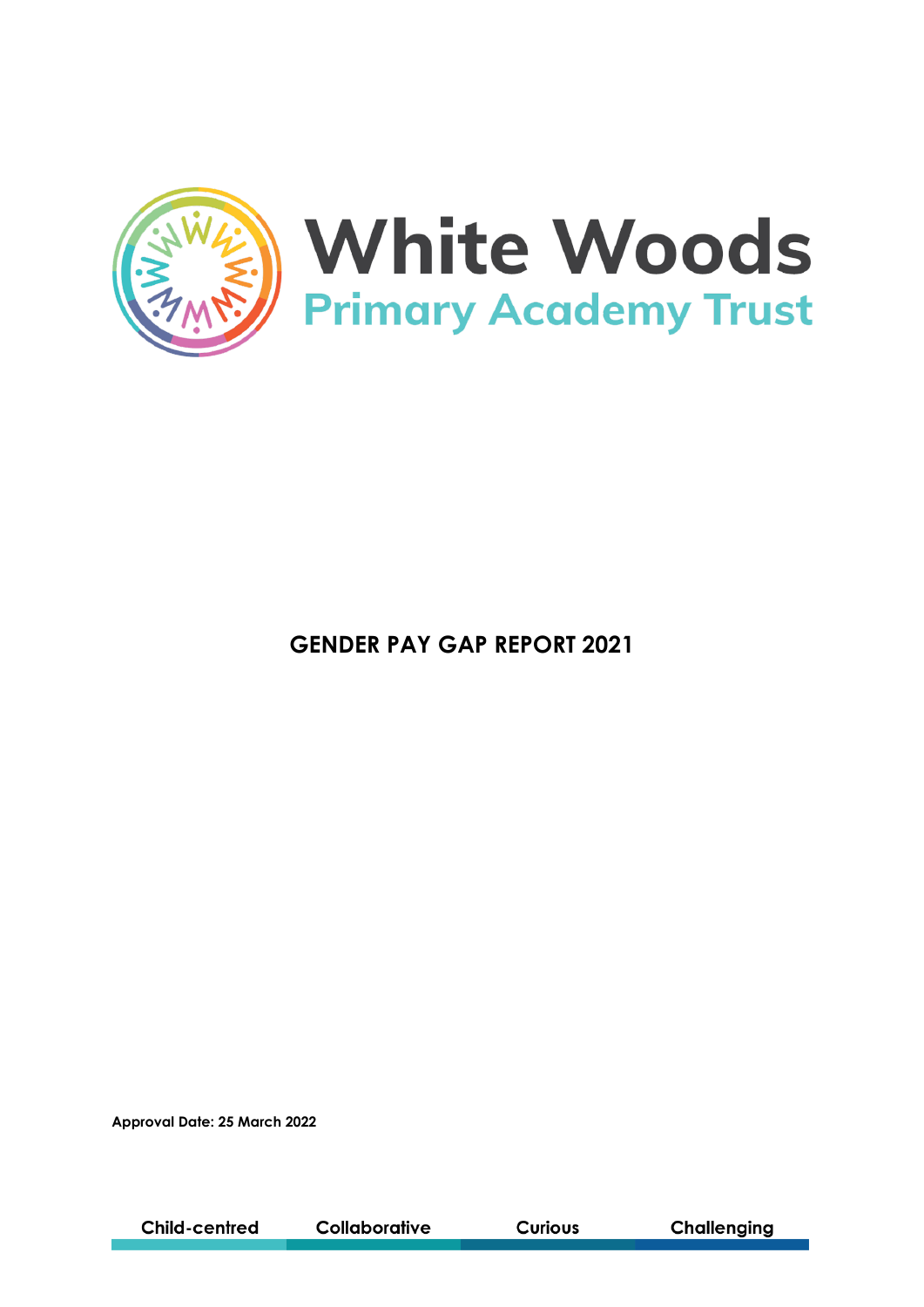# White Woods
## Primary Academy Trust

# GENDER PAY GAP REPORT 2021

**Approval Date: 25 March 2022**

**Child-centred** **Collaborative** **Curious** **Challenging**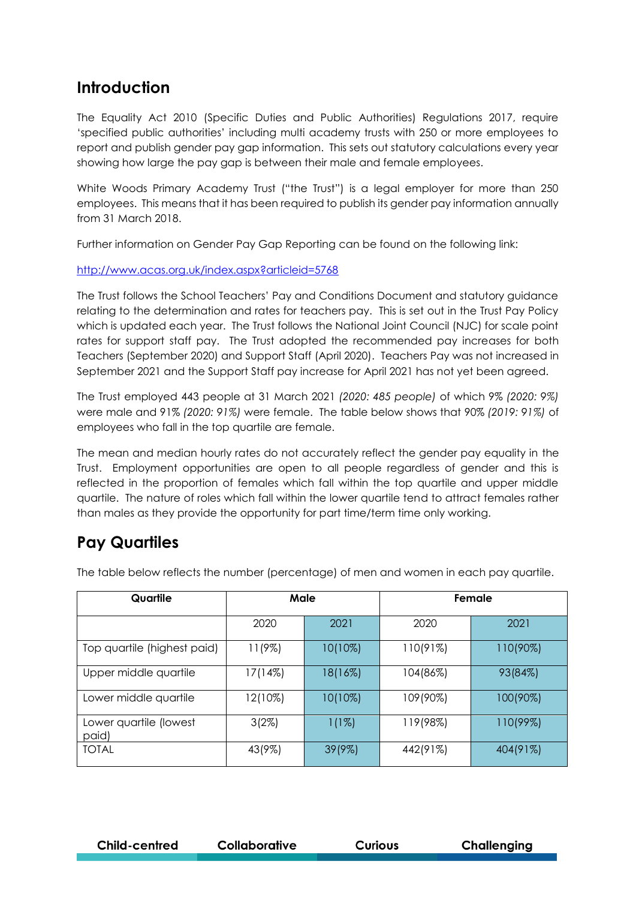## Introduction

The Equality Act 2010 (Specific Duties and Public Authorities) Regulations 2017, require 'specified public authorities' including multi academy trusts with 250 or more employees to report and publish gender pay gap information. This sets out statutory calculations every year showing how large the pay gap is between their male and female employees.

White Woods Primary Academy Trust ("the Trust") is a legal employer for more than 250 employees. This means that it has been required to publish its gender pay information annually from 31 March 2018.

Further information on Gender Pay Gap Reporting can be found on the following link:

http://www.acas.org.uk/index.aspx?articleid=5768

The Trust follows the School Teachers' Pay and Conditions Document and statutory guidance relating to the determination and rates for teachers pay. This is set out in the Trust Pay Policy which is updated each year. The Trust follows the National Joint Council (NJC) for scale point rates for support staff pay. The Trust adopted the recommended pay increases for both Teachers (September 2020) and Support Staff (April 2020). Teachers Pay was not increased in September 2021 and the Support Staff pay increase for April 2021 has not yet been agreed.

The Trust employed 443 people at 31 March 2021 *(2020: 485 people)* of which 9% *(2020: 9%)* were male and 91% *(2020: 91%)* were female. The table below shows that 90% *(2019: 91%)* of employees who fall in the top quartile are female.

The mean and median hourly rates do not accurately reflect the gender pay equality in the Trust. Employment opportunities are open to all people regardless of gender and this is reflected in the proportion of females which fall within the top quartile and upper middle quartile. The nature of roles which fall within the lower quartile tend to attract females rather than males as they provide the opportunity for part time/term time only working.

## Pay Quartiles

The table below reflects the number (percentage) of men and women in each pay quartile.

| Quartile | Male | | Female | |
|---|---|---|---|---|
| | 2020 | 2021 | 2020 | 2021 |
| Top quartile (highest paid) | 11(9%) | 10(10%) | 110(91%) | 110(90%) |
| Upper middle quartile | 17(14%) | 18(16%) | 104(86%) | 93(84%) |
| Lower middle quartile | 12(10%) | 10(10%) | 109(90%) | 100(90%) |
| Lower quartile (lowest paid) | 3(2%) | 1(1%) | 119(98%) | 110(99%) |
| TOTAL | 43(9%) | 39(9%) | 442(91%) | 404(91%) |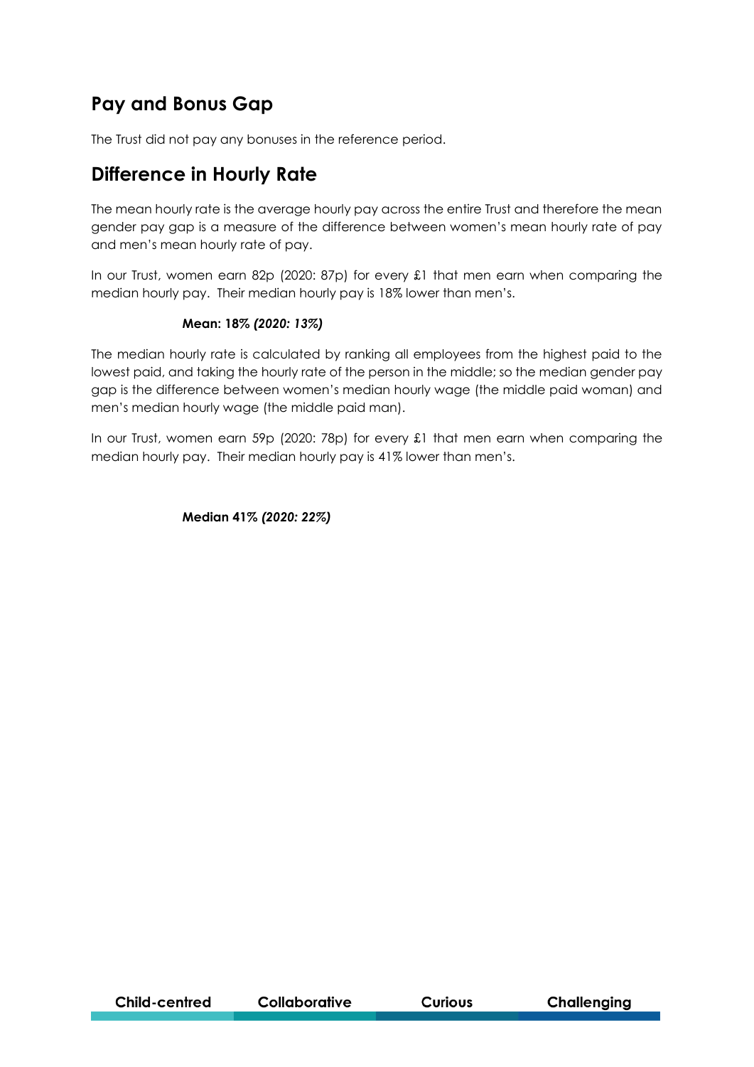## Pay and Bonus Gap

The Trust did not pay any bonuses in the reference period.

## Difference in Hourly Rate

The mean hourly rate is the average hourly pay across the entire Trust and therefore the mean gender pay gap is a measure of the difference between women's mean hourly rate of pay and men's mean hourly rate of pay.

In our Trust, women earn 82p (2020: 87p) for every £1 that men earn when comparing the median hourly pay. Their median hourly pay is 18% lower than men's.

**Mean: 18%** ***(2020: 13%)***

The median hourly rate is calculated by ranking all employees from the highest paid to the lowest paid, and taking the hourly rate of the person in the middle; so the median gender pay gap is the difference between women's median hourly wage (the middle paid woman) and men's median hourly wage (the middle paid man).

In our Trust, women earn 59p (2020: 78p) for every £1 that men earn when comparing the median hourly pay. Their median hourly pay is 41% lower than men's.

**Median 41%** ***(2020: 22%)***

**Child-centred** **Collaborative** **Curious** **Challenging**